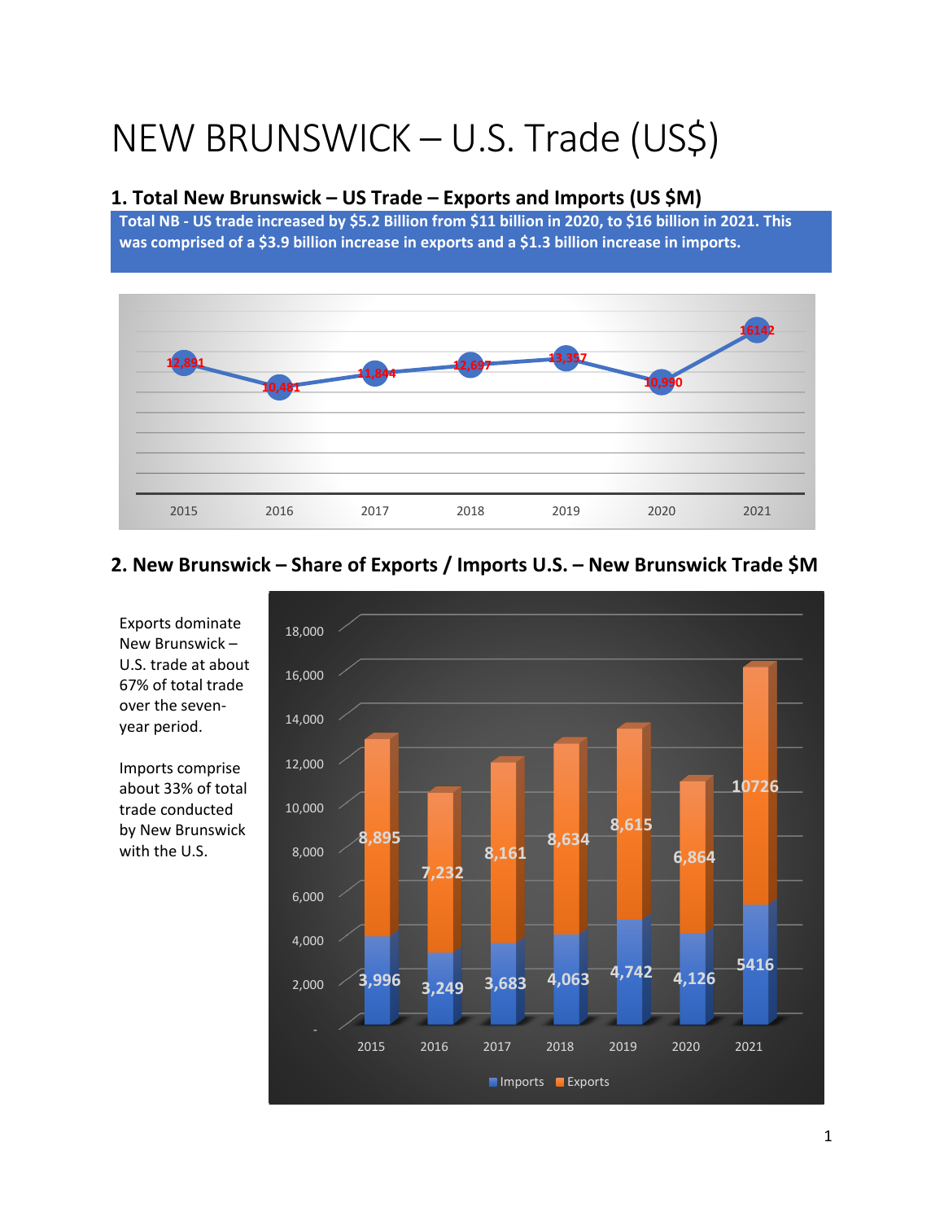# NEW BRUNSWICK – U.S. Trade (US$)

## 1. Total New Brunswick – US Trade – Exports and Imports (US $M)

**Total NB - US trade increased by $5.2 Billion from $11 billion in 2020, to $16 billion in 2021. This was comprised of a $3.9 billion increase in exports and a $1.3 billion increase in imports.**

| Year | Total Trade (US $M) |
|---|---|
| 2015 | 12,891 |
| 2016 | 10,481 |
| 2017 | 11,844 |
| 2018 | 12,697 |
| 2019 | 13,357 |
| 2020 | 10,990 |
| 2021 | 16142 |

## 2. New Brunswick – Share of Exports / Imports U.S. – New Brunswick Trade $M

Exports dominate New Brunswick – U.S. trade at about 67% of total trade over the seven-year period.

Imports comprise about 33% of total trade conducted by New Brunswick with the U.S.

| Year | Imports | Exports |
|---|---|---|
| 2015 | 3,996 | 8,895 |
| 2016 | 3,249 | 7,232 |
| 2017 | 3,683 | 8,161 |
| 2018 | 4,063 | 8,634 |
| 2019 | 4,742 | 8,615 |
| 2020 | 4,126 | 6,864 |
| 2021 | 5416 | 10726 |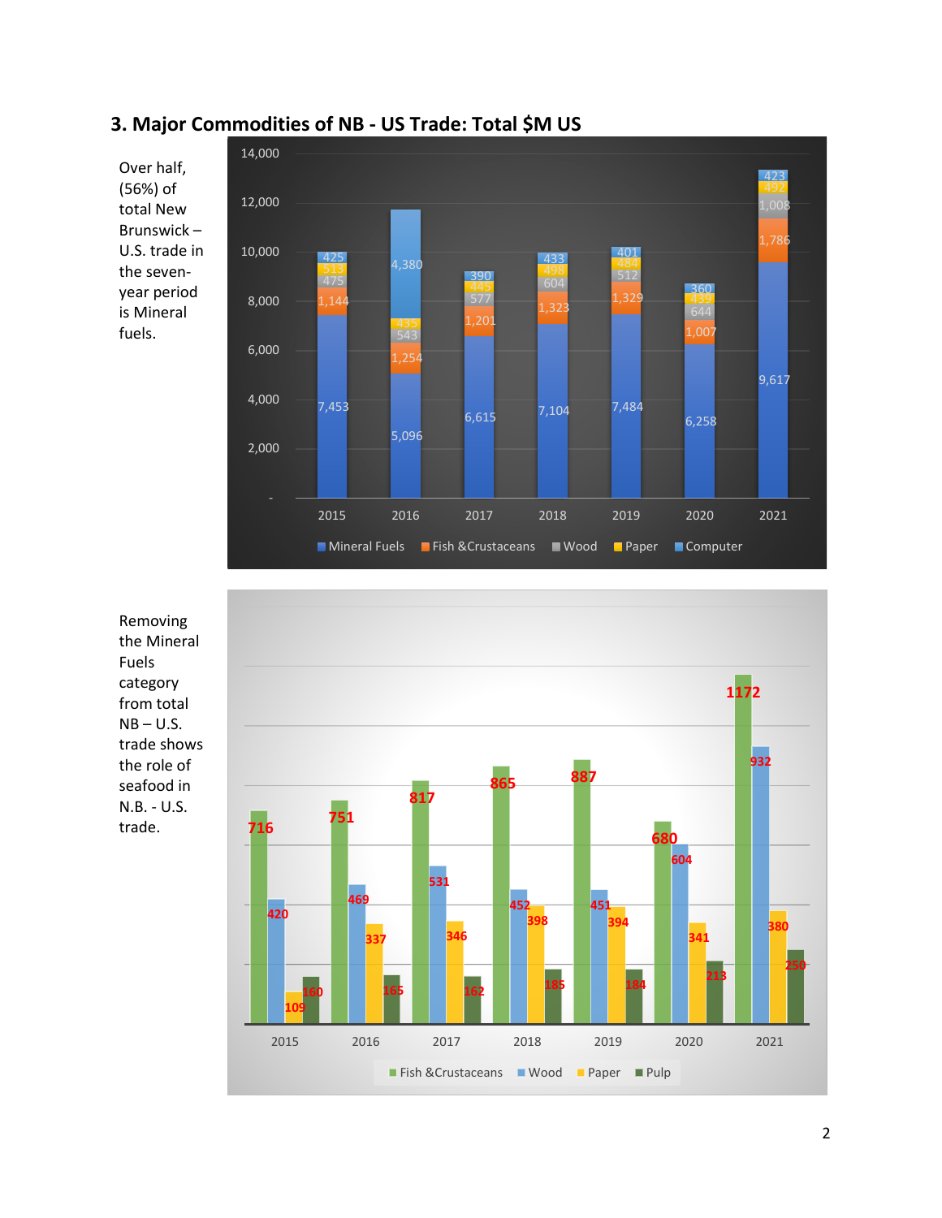## 3. Major Commodities of NB - US Trade: Total $M US

Over half, (56%) of total New Brunswick – U.S. trade in the seven-year period is Mineral fuels.

| Year | Mineral Fuels | Fish & Crustaceans | Wood | Paper | Computer |
|---|---|---|---|---|---|
| 2015 | 7,453 | 1,144 | 475 | 513 | 425 |
| 2016 | 5,096 | 1,254 | 543 | 435 | 4,380 |
| 2017 | 6,615 | 1,201 | 577 | 445 | 390 |
| 2018 | 7,104 | 1,323 | 604 | 498 | 433 |
| 2019 | 7,484 | 1,329 | 512 | 484 | 401 |
| 2020 | 6,258 | 1,007 | 644 | 439 | 360 |
| 2021 | 9,617 | 1,786 | 1,008 | 492 | 423 |

Removing the Mineral Fuels category from total NB – U.S. trade shows the role of seafood in N.B. - U.S. trade.

| Year | Fish & Crustaceans | Wood | Paper | Pulp |
|---|---|---|---|---|
| 2015 | 716 | 420 | 109 | 160 |
| 2016 | 751 | 469 | 337 | 165 |
| 2017 | 817 | 531 | 346 | 162 |
| 2018 | 865 | 452 | 398 | 185 |
| 2019 | 887 | 451 | 394 | 184 |
| 2020 | 680 | 604 | 341 | 213 |
| 2021 | 1172 | 932 | 380 | 250 |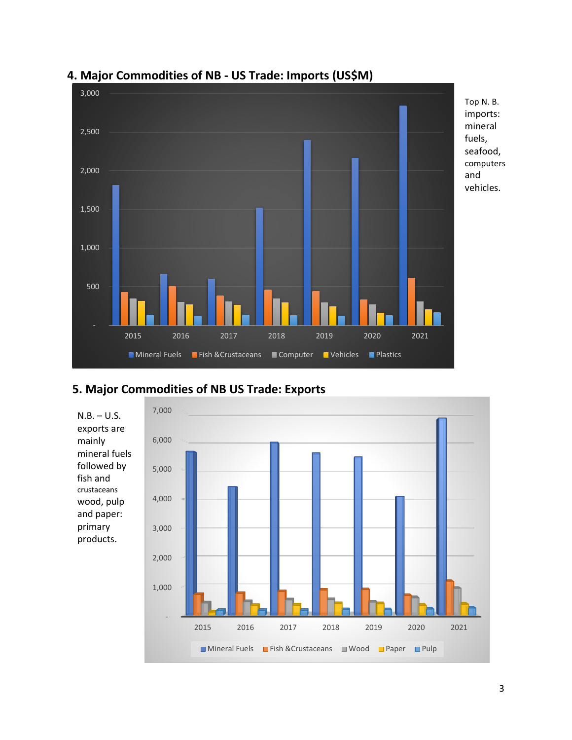## 4. Major Commodities of NB - US Trade: Imports (US$M)

Top N. B. imports: mineral fuels, seafood, computers and vehicles.

## 5. Major Commodities of NB US Trade: Exports

N.B. – U.S. exports are mainly mineral fuels followed by fish and crustaceans wood, pulp and paper: primary products.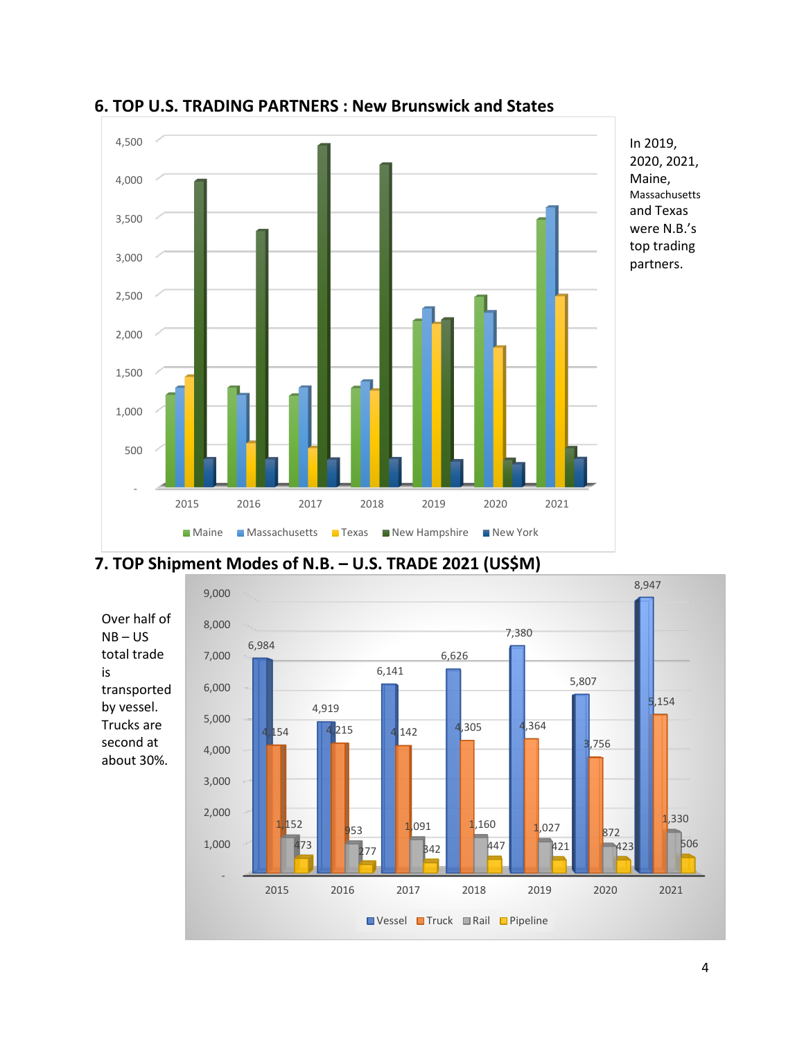## 6. TOP U.S. TRADING PARTNERS : New Brunswick and States

In 2019, 2020, 2021, Maine, Massachusetts and Texas were N.B.'s top trading partners.

## 7. TOP Shipment Modes of N.B. – U.S. TRADE 2021 (US$M)

| Year | Vessel | Truck | Rail | Pipeline |
|---|---|---|---|---|
| 2015 | 6,984 | 4,154 | 1,152 | 473 |
| 2016 | 4,919 | 4,215 | 953 | 277 |
| 2017 | 6,141 | 4,142 | 1,091 | 342 |
| 2018 | 6,626 | 4,305 | 1,160 | 447 |
| 2019 | 7,380 | 4,364 | 1,027 | 421 |
| 2020 | 5,807 | 3,756 | 872 | 423 |
| 2021 | 8,947 | 5,154 | 1,330 | 506 |

Over half of NB – US total trade is transported by vessel. Trucks are second at about 30%.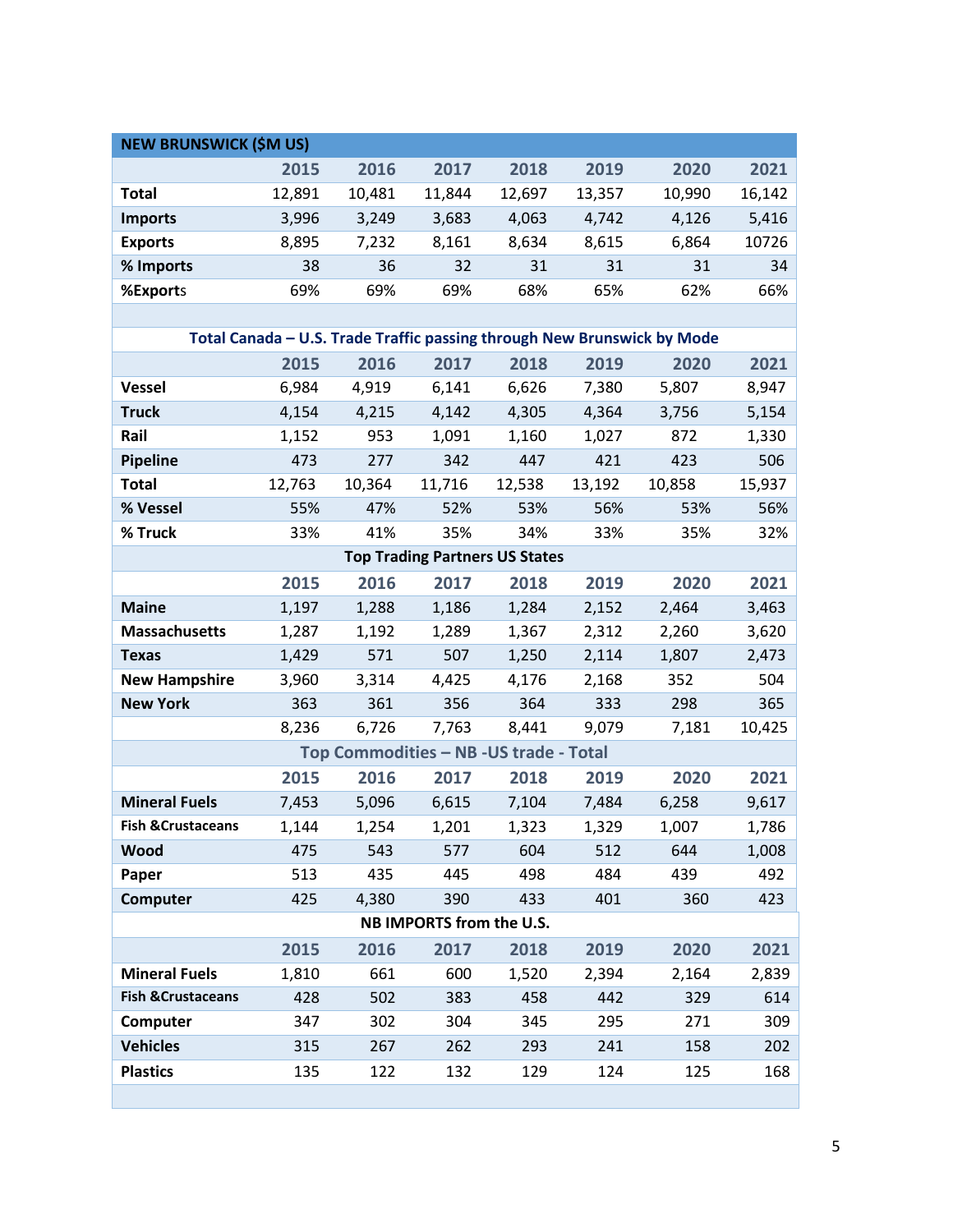| NEW BRUNSWICK ($M US) | | | | | | | |
|---|---|---|---|---|---|---|---|
| | 2015 | 2016 | 2017 | 2018 | 2019 | 2020 | 2021 |
| Total | 12,891 | 10,481 | 11,844 | 12,697 | 13,357 | 10,990 | 16,142 |
| Imports | 3,996 | 3,249 | 3,683 | 4,063 | 4,742 | 4,126 | 5,416 |
| Exports | 8,895 | 7,232 | 8,161 | 8,634 | 8,615 | 6,864 | 10726 |
| % Imports | 38 | 36 | 32 | 31 | 31 | 31 | 34 |
| %Exports | 69% | 69% | 69% | 68% | 65% | 62% | 66% |

| Total Canada – U.S. Trade Traffic passing through New Brunswick by Mode | | | | | | | |
|---|---|---|---|---|---|---|---|
| | 2015 | 2016 | 2017 | 2018 | 2019 | 2020 | 2021 |
| Vessel | 6,984 | 4,919 | 6,141 | 6,626 | 7,380 | 5,807 | 8,947 |
| Truck | 4,154 | 4,215 | 4,142 | 4,305 | 4,364 | 3,756 | 5,154 |
| Rail | 1,152 | 953 | 1,091 | 1,160 | 1,027 | 872 | 1,330 |
| Pipeline | 473 | 277 | 342 | 447 | 421 | 423 | 506 |
| Total | 12,763 | 10,364 | 11,716 | 12,538 | 13,192 | 10,858 | 15,937 |
| % Vessel | 55% | 47% | 52% | 53% | 56% | 53% | 56% |
| % Truck | 33% | 41% | 35% | 34% | 33% | 35% | 32% |

| Top Trading Partners US States | | | | | | | |
|---|---|---|---|---|---|---|---|
| | 2015 | 2016 | 2017 | 2018 | 2019 | 2020 | 2021 |
| Maine | 1,197 | 1,288 | 1,186 | 1,284 | 2,152 | 2,464 | 3,463 |
| Massachusetts | 1,287 | 1,192 | 1,289 | 1,367 | 2,312 | 2,260 | 3,620 |
| Texas | 1,429 | 571 | 507 | 1,250 | 2,114 | 1,807 | 2,473 |
| New Hampshire | 3,960 | 3,314 | 4,425 | 4,176 | 2,168 | 352 | 504 |
| New York | 363 | 361 | 356 | 364 | 333 | 298 | 365 |
| | 8,236 | 6,726 | 7,763 | 8,441 | 9,079 | 7,181 | 10,425 |

| Top Commodities – NB -US trade - Total | | | | | | | |
|---|---|---|---|---|---|---|---|
| | 2015 | 2016 | 2017 | 2018 | 2019 | 2020 | 2021 |
| Mineral Fuels | 7,453 | 5,096 | 6,615 | 7,104 | 7,484 | 6,258 | 9,617 |
| Fish &Crustaceans | 1,144 | 1,254 | 1,201 | 1,323 | 1,329 | 1,007 | 1,786 |
| Wood | 475 | 543 | 577 | 604 | 512 | 644 | 1,008 |
| Paper | 513 | 435 | 445 | 498 | 484 | 439 | 492 |
| Computer | 425 | 4,380 | 390 | 433 | 401 | 360 | 423 |

| NB IMPORTS from the U.S. | | | | | | | |
|---|---|---|---|---|---|---|---|
| | 2015 | 2016 | 2017 | 2018 | 2019 | 2020 | 2021 |
| Mineral Fuels | 1,810 | 661 | 600 | 1,520 | 2,394 | 2,164 | 2,839 |
| Fish &Crustaceans | 428 | 502 | 383 | 458 | 442 | 329 | 614 |
| Computer | 347 | 302 | 304 | 345 | 295 | 271 | 309 |
| Vehicles | 315 | 267 | 262 | 293 | 241 | 158 | 202 |
| Plastics | 135 | 122 | 132 | 129 | 124 | 125 | 168 |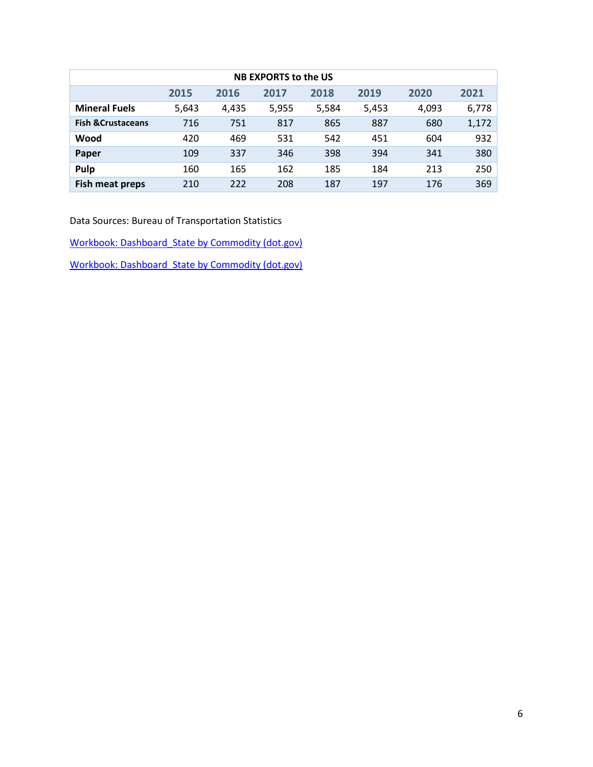| NB EXPORTS to the US | | | | | | | |
|---|---|---|---|---|---|---|---|
| | 2015 | 2016 | 2017 | 2018 | 2019 | 2020 | 2021 |
| **Mineral Fuels** | 5,643 | 4,435 | 5,955 | 5,584 | 5,453 | 4,093 | 6,778 |
| **Fish &Crustaceans** | 716 | 751 | 817 | 865 | 887 | 680 | 1,172 |
| **Wood** | 420 | 469 | 531 | 542 | 451 | 604 | 932 |
| **Paper** | 109 | 337 | 346 | 398 | 394 | 341 | 380 |
| **Pulp** | 160 | 165 | 162 | 185 | 184 | 213 | 250 |
| **Fish meat preps** | 210 | 222 | 208 | 187 | 197 | 176 | 369 |

Data Sources: Bureau of Transportation Statistics

Workbook: Dashboard_State by Commodity (dot.gov)

Workbook: Dashboard_State by Commodity (dot.gov)